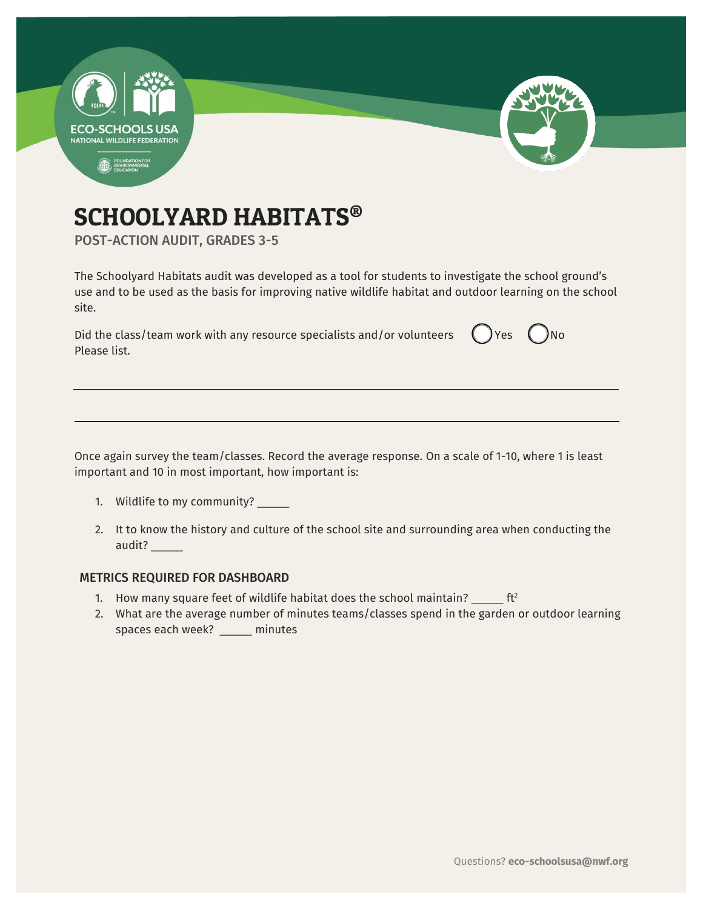# SCHOOLYARD HABITATS®

## POST-ACTION AUDIT, GRADES 3-5

The Schoolyard Habitats audit was developed as a tool for students to investigate the school ground's use and to be used as the basis for improving native wildlife habitat and outdoor learning on the school site.

Did the class/team work with any resource specialists and/or volunteers ◯ Yes ◯ No
Please list.

\_\_\_\_\_\_\_\_\_\_\_\_\_\_\_\_\_\_\_\_\_\_\_\_\_\_\_\_\_\_\_\_\_\_\_\_\_\_\_\_\_\_\_\_\_\_\_\_\_\_\_\_\_\_\_\_\_\_\_\_\_\_\_\_\_\_

\_\_\_\_\_\_\_\_\_\_\_\_\_\_\_\_\_\_\_\_\_\_\_\_\_\_\_\_\_\_\_\_\_\_\_\_\_\_\_\_\_\_\_\_\_\_\_\_\_\_\_\_\_\_\_\_\_\_\_\_\_\_\_\_\_\_

Once again survey the team/classes. Record the average response. On a scale of 1-10, where 1 is least important and 10 in most important, how important is:

1. Wildlife to my community? \_\_\_\_\_
2. It to know the history and culture of the school site and surrounding area when conducting the audit? \_\_\_\_\_

### METRICS REQUIRED FOR DASHBOARD

1. How many square feet of wildlife habitat does the school maintain? \_\_\_\_\_ $ft^2$
2. What are the average number of minutes teams/classes spend in the garden or outdoor learning spaces each week? \_\_\_\_\_ minutes

Questions? **eco-schoolsusa@nwf.org**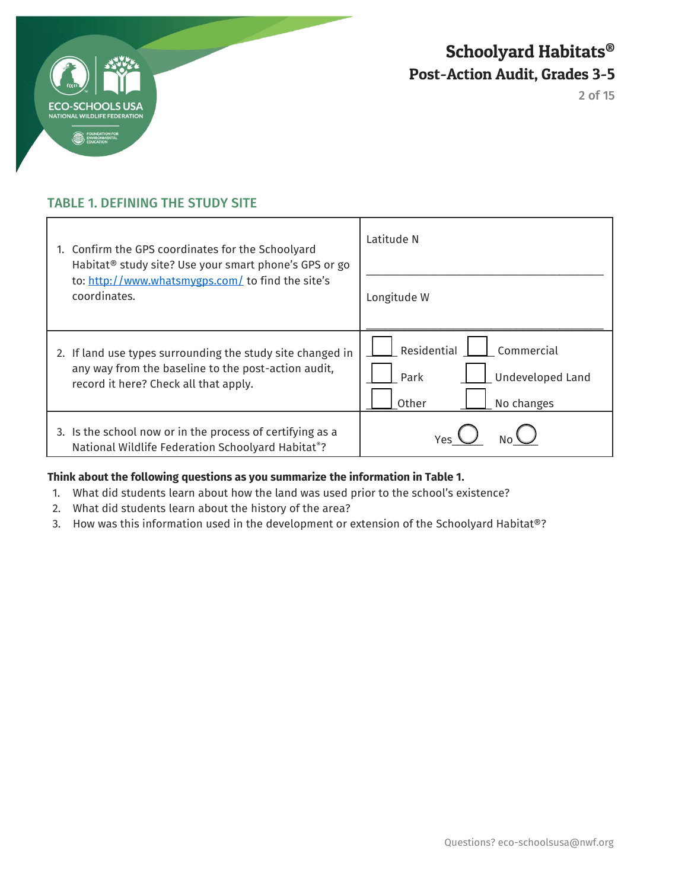## TABLE 1. DEFINING THE STUDY SITE

| | |
|---|---|
| 1. Confirm the GPS coordinates for the Schoolyard Habitat® study site? Use your smart phone's GPS or go to: [http://www.whatsmygps.com/](http://www.whatsmygps.com/) to find the site's coordinates. | Latitude N ______________________________ Longitude W ______________________________ |
| 2. If land use types surrounding the study site changed in any way from the baseline to the post-action audit, record it here? Check all that apply. | ☐ Residential ☐ Commercial ☐ Park ☐ Undeveloped Land ☐ Other ☐ No changes |
| 3. Is the school now or in the process of certifying as a National Wildlife Federation Schoolyard Habitat®? | Yes ◯ No ◯ |

**Think about the following questions as you summarize the information in Table 1.**

1. What did students learn about how the land was used prior to the school's existence?
2. What did students learn about the history of the area?
3. How was this information used in the development or extension of the Schoolyard Habitat®?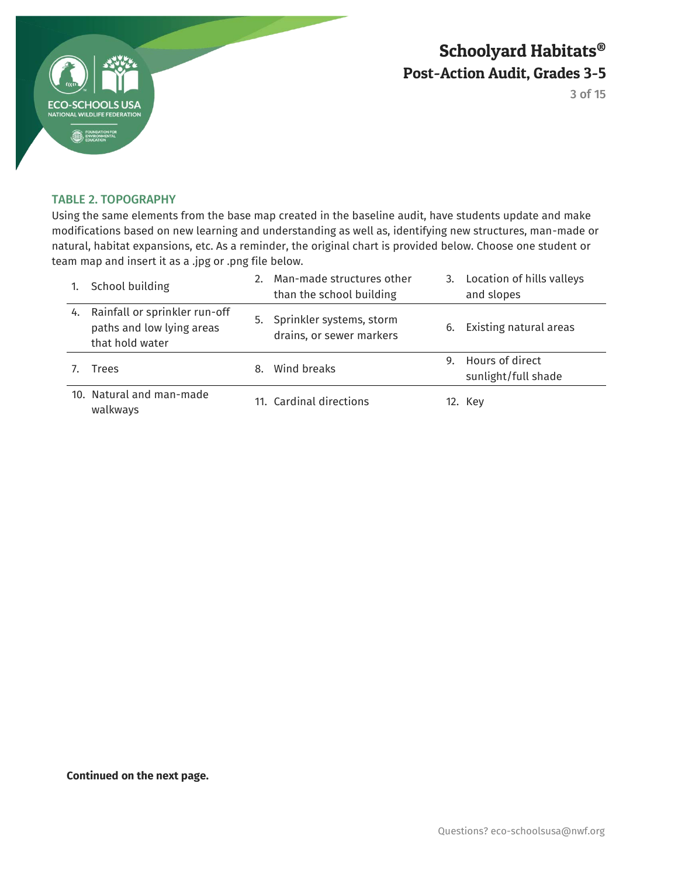## TABLE 2. TOPOGRAPHY

Using the same elements from the base map created in the baseline audit, have students update and make modifications based on new learning and understanding as well as, identifying new structures, man-made or natural, habitat expansions, etc. As a reminder, the original chart is provided below. Choose one student or team map and insert it as a .jpg or .png file below.

| | | |
|---|---|---|
| 1. School building | 2. Man-made structures other than the school building | 3. Location of hills valleys and slopes |
| 4. Rainfall or sprinkler run-off paths and low lying areas that hold water | 5. Sprinkler systems, storm drains, or sewer markers | 6. Existing natural areas |
| 7. Trees | 8. Wind breaks | 9. Hours of direct sunlight/full shade |
| 10. Natural and man-made walkways | 11. Cardinal directions | 12. Key |

**Continued on the next page.**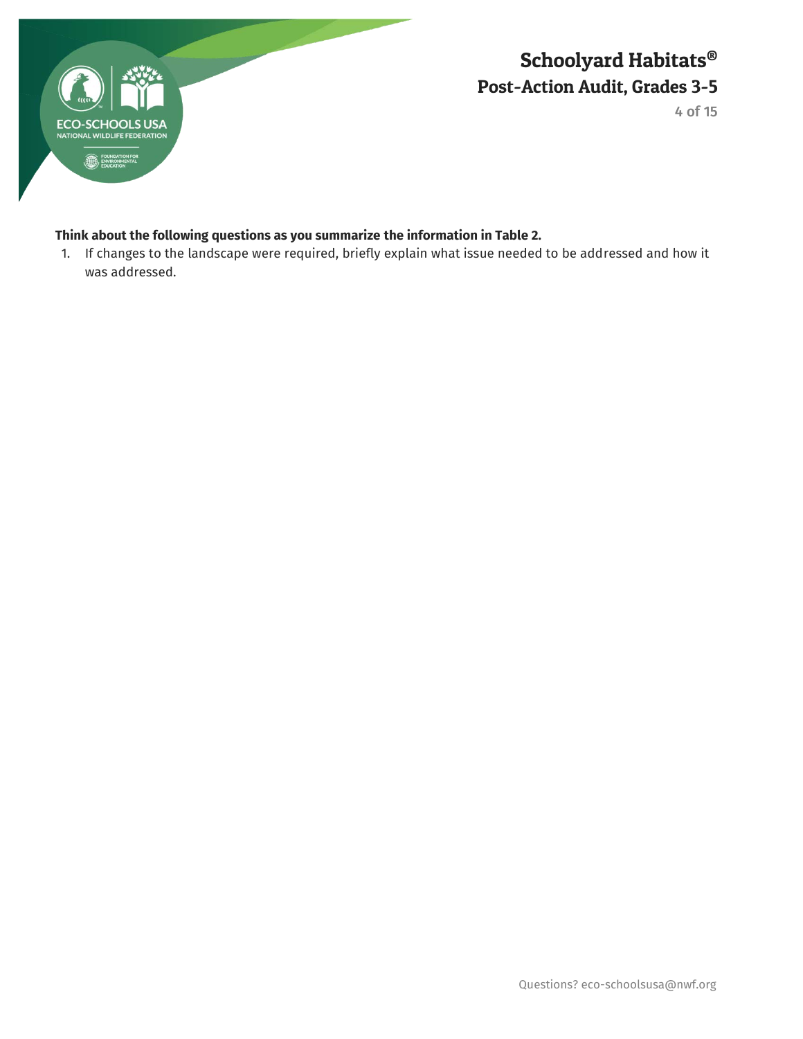**Think about the following questions as you summarize the information in Table 2.**

1. If changes to the landscape were required, briefly explain what issue needed to be addressed and how it was addressed.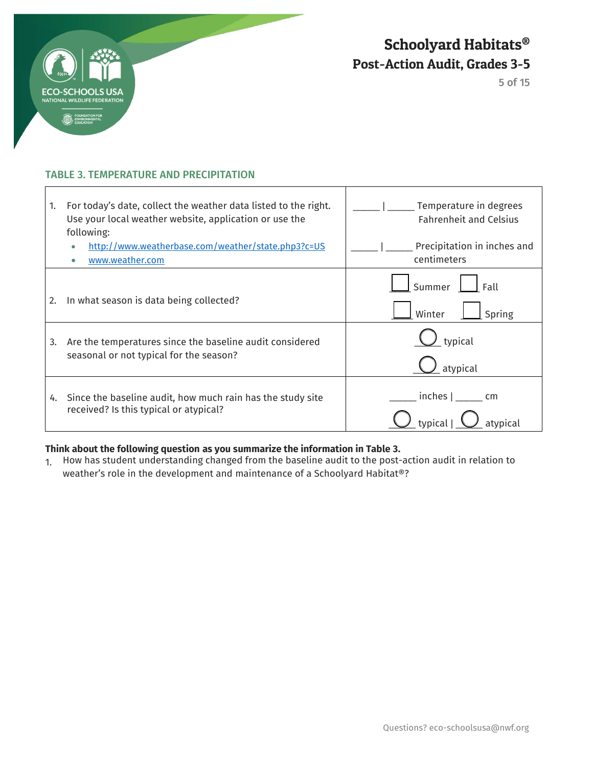### TABLE 3. TEMPERATURE AND PRECIPITATION

| | |
|---|---|
| 1. For today's date, collect the weather data listed to the right. Use your local weather website, application or use the following:<br>• [http://www.weatherbase.com/weather/state.php3?c=US](http://www.weatherbase.com/weather/state.php3?c=US)<br>• [www.weather.com](www.weather.com) | _____ \| _____ Temperature in degrees Fahrenheit and Celsius<br><br>_____ \| _____ Precipitation in inches and centimeters |
| 2. In what season is data being collected? | ☐ Summer ☐ Fall<br>☐ Winter ☐ Spring |
| 3. Are the temperatures since the baseline audit considered seasonal or not typical for the season? | ○ typical<br>○ atypical |
| 4. Since the baseline audit, how much rain has the study site received? Is this typical or atypical? | _____ inches \| _____ cm<br>○ typical \| ○ atypical |

**Think about the following question as you summarize the information in Table 3.**

1. How has student understanding changed from the baseline audit to the post-action audit in relation to weather's role in the development and maintenance of a Schoolyard Habitat®?

Questions? eco-schoolsusa@nwf.org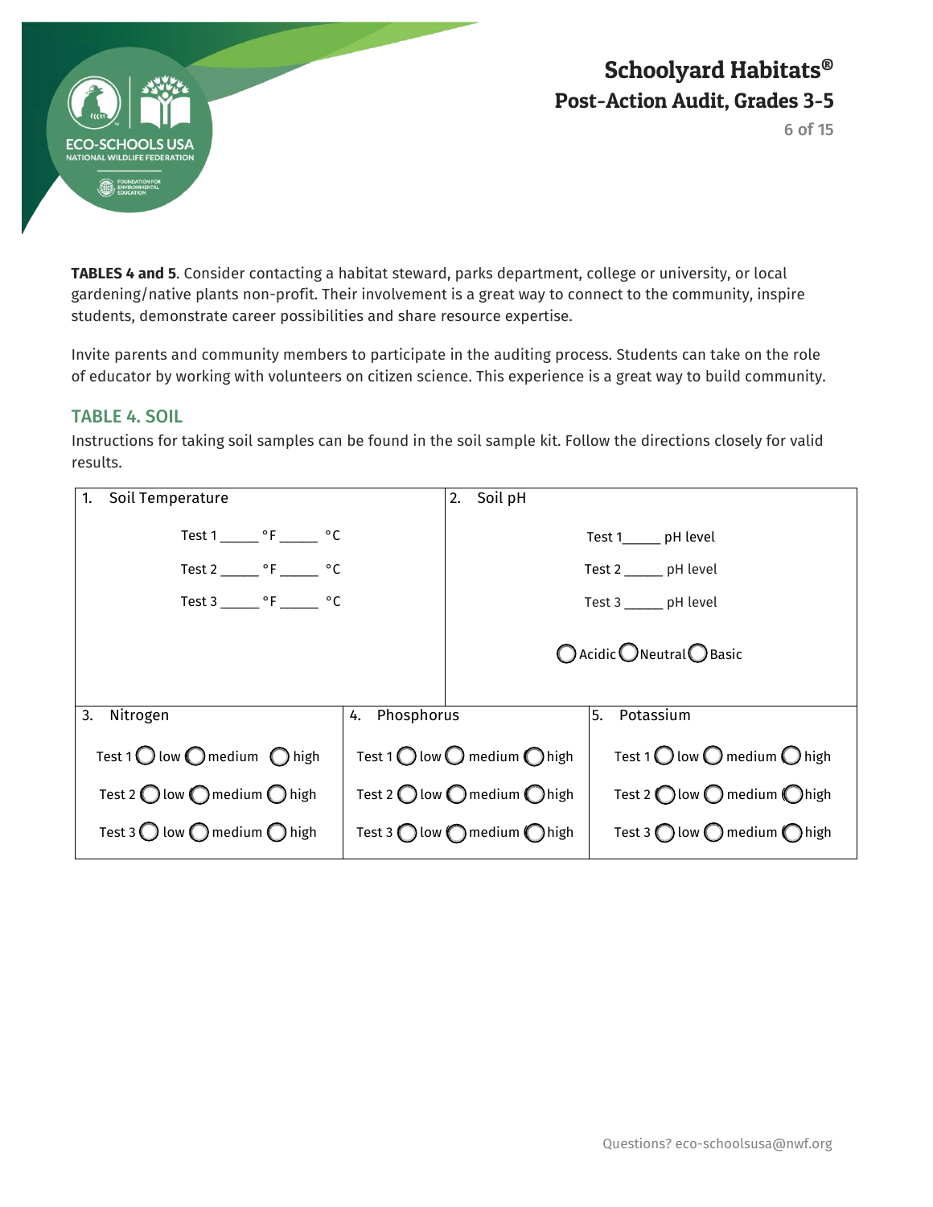**TABLES 4 and 5**. Consider contacting a habitat steward, parks department, college or university, or local gardening/native plants non-profit. Their involvement is a great way to connect to the community, inspire students, demonstrate career possibilities and share resource expertise.

Invite parents and community members to participate in the auditing process. Students can take on the role of educator by working with volunteers on citizen science. This experience is a great way to build community.

## TABLE 4. SOIL

Instructions for taking soil samples can be found in the soil sample kit. Follow the directions closely for valid results.

| 1. Soil Temperature | | 2. Soil pH |
|---|---|---|
| Test 1 _____ °F _____ °C<br>Test 2 _____ °F _____ °C<br>Test 3 _____ °F _____ °C | | Test 1_____ pH level<br>Test 2 _____ pH level<br>Test 3 _____ pH level<br>◯ Acidic ◯ Neutral ◯ Basic |
| **3. Nitrogen** | **4. Phosphorus** | **5. Potassium** |
| Test 1 ◯ low ◯ medium ◯ high | Test 1 ◯ low ◯ medium ◯ high | Test 1 ◯ low ◯ medium ◯ high |
| Test 2 ◯ low ◯ medium ◯ high | Test 2 ◯ low ◯ medium ◯ high | Test 2 ◯ low ◯ medium ◯ high |
| Test 3 ◯ low ◯ medium ◯ high | Test 3 ◯ low ◯ medium ◯ high | Test 3 ◯ low ◯ medium ◯ high |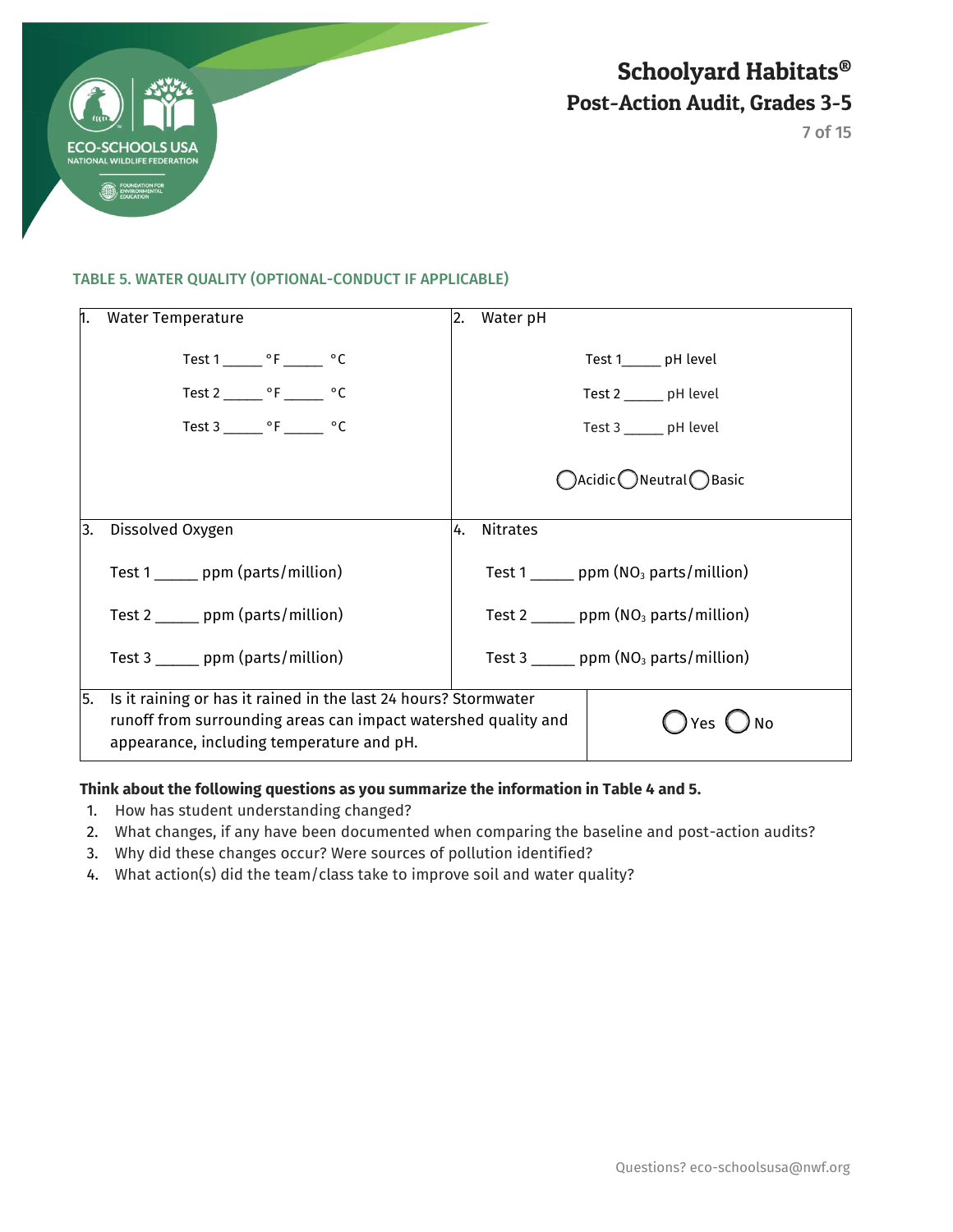### TABLE 5. WATER QUALITY (OPTIONAL-CONDUCT IF APPLICABLE)

| 1. Water Temperature | 2. Water pH |
|---|---|
| Test 1 _____ °F _____ °C<br>Test 2 _____ °F _____ °C<br>Test 3 _____ °F _____ °C | Test 1_____ pH level<br>Test 2 _____ pH level<br>Test 3 _____ pH level<br>◯Acidic ◯Neutral ◯Basic |
| **3. Dissolved Oxygen** | **4. Nitrates** |
| Test 1 _____ ppm (parts/million)<br>Test 2 _____ ppm (parts/million)<br>Test 3 _____ ppm (parts/million) | Test 1 _____ ppm ($NO_3$ parts/million)<br>Test 2 _____ ppm ($NO_3$ parts/million)<br>Test 3 _____ ppm ($NO_3$ parts/million) |
| 5. Is it raining or has it rained in the last 24 hours? Stormwater runoff from surrounding areas can impact watershed quality and appearance, including temperature and pH. | ◯ Yes ◯ No |

**Think about the following questions as you summarize the information in Table 4 and 5.**

1. How has student understanding changed?
2. What changes, if any have been documented when comparing the baseline and post-action audits?
3. Why did these changes occur? Were sources of pollution identified?
4. What action(s) did the team/class take to improve soil and water quality?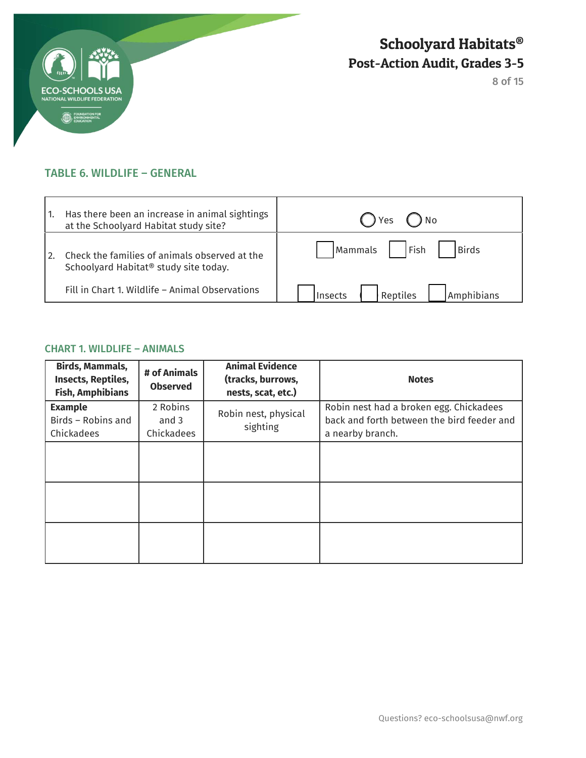### TABLE 6. WILDLIFE – GENERAL

| | |
|---|---|
| 1. Has there been an increase in animal sightings at the Schoolyard Habitat study site? | ◯ Yes ◯ No |
| 2. Check the families of animals observed at the Schoolyard Habitat® study site today.<br><br>Fill in Chart 1. Wildlife – Animal Observations | ☐ Mammals ☐ Fish ☐ Birds<br><br>☐ Insects ☐ Reptiles ☐ Amphibians |

### CHART 1. WILDLIFE – ANIMALS

| Birds, Mammals, Insects, Reptiles, Fish, Amphibians | # of Animals Observed | Animal Evidence (tracks, burrows, nests, scat, etc.) | Notes |
|---|---|---|---|
| **Example** Birds – Robins and Chickadees | 2 Robins and 3 Chickadees | Robin nest, physical sighting | Robin nest had a broken egg. Chickadees back and forth between the bird feeder and a nearby branch. |
| | | | |
| | | | |
| | | | |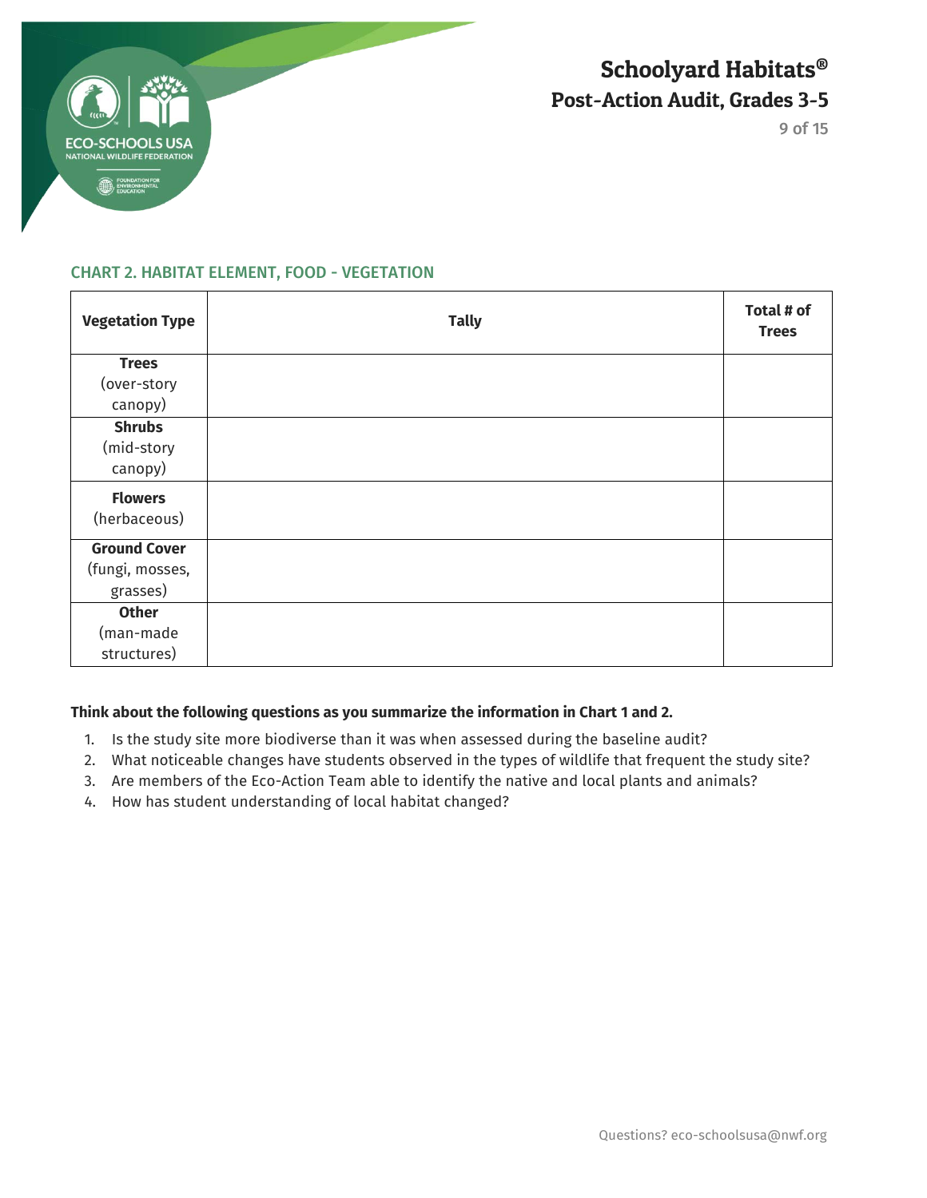### CHART 2. HABITAT ELEMENT, FOOD - VEGETATION

| Vegetation Type | Tally | Total # of Trees |
|---|---|---|
| **Trees** (over-story canopy) | | |
| **Shrubs** (mid-story canopy) | | |
| **Flowers** (herbaceous) | | |
| **Ground Cover** (fungi, mosses, grasses) | | |
| **Other** (man-made structures) | | |

**Think about the following questions as you summarize the information in Chart 1 and 2.**

1. Is the study site more biodiverse than it was when assessed during the baseline audit?
2. What noticeable changes have students observed in the types of wildlife that frequent the study site?
3. Are members of the Eco-Action Team able to identify the native and local plants and animals?
4. How has student understanding of local habitat changed?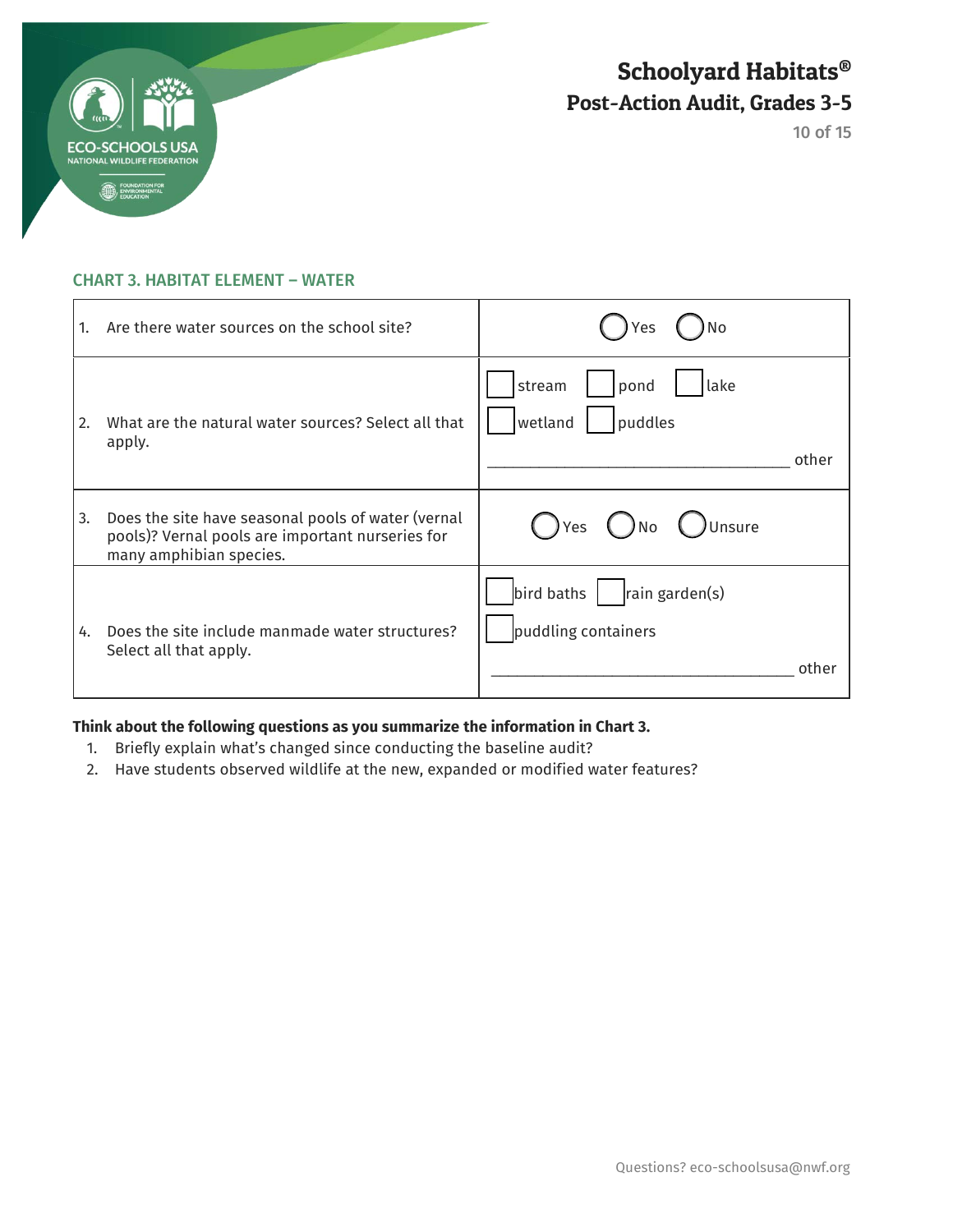### CHART 3. HABITAT ELEMENT – WATER

| | |
|---|---|
| 1. Are there water sources on the school site? | ◯ Yes ◯ No |
| 2. What are the natural water sources? Select all that apply. | ☐ stream ☐ pond ☐ lake ☐ wetland ☐ puddles ________________ other |
| 3. Does the site have seasonal pools of water (vernal pools)? Vernal pools are important nurseries for many amphibian species. | ◯ Yes ◯ No ◯ Unsure |
| 4. Does the site include manmade water structures? Select all that apply. | ☐ bird baths ☐ rain garden(s) ☐ puddling containers ________________ other |

**Think about the following questions as you summarize the information in Chart 3.**

1. Briefly explain what's changed since conducting the baseline audit?
2. Have students observed wildlife at the new, expanded or modified water features?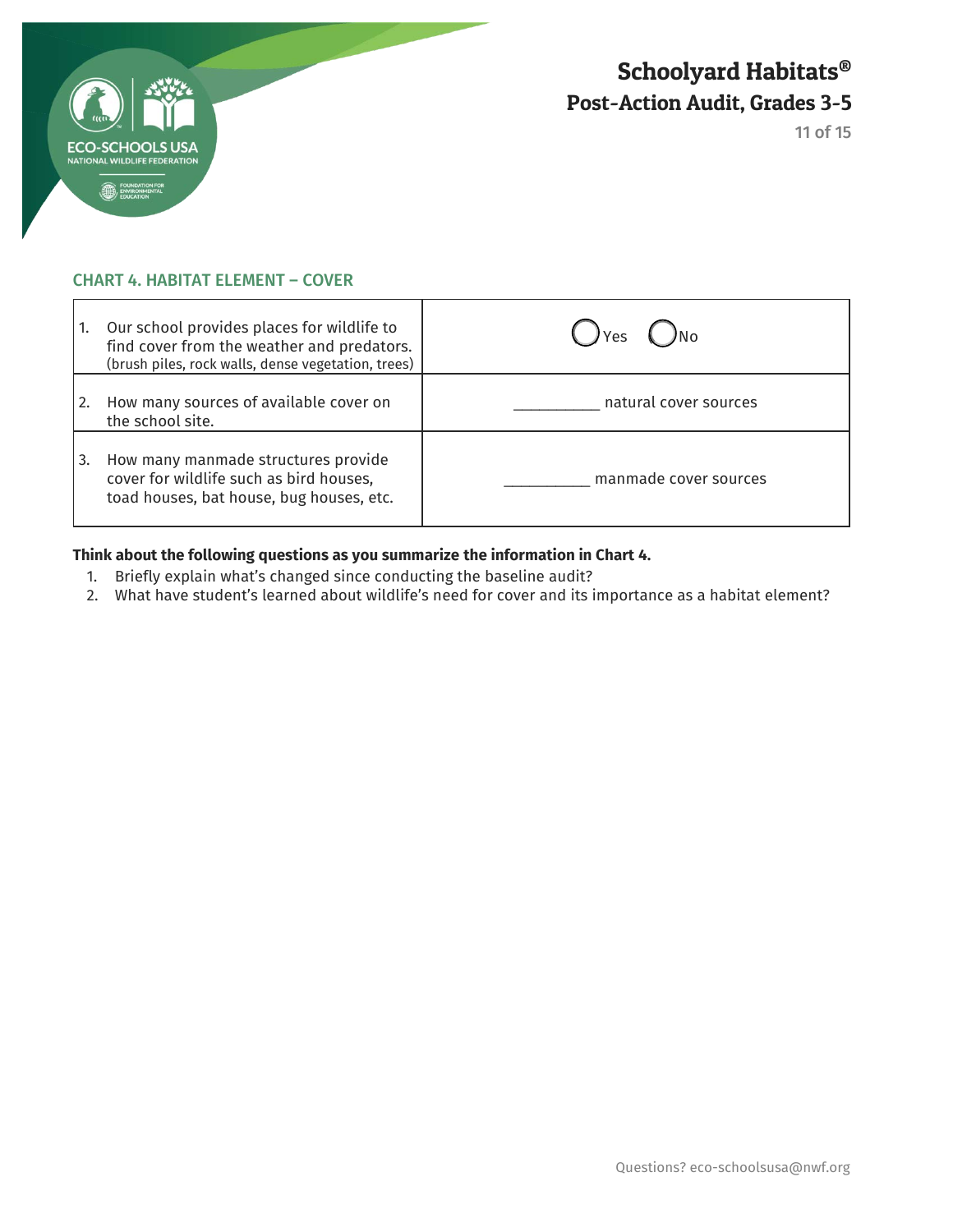### CHART 4. HABITAT ELEMENT – COVER

| | |
|---|---|
| 1. Our school provides places for wildlife to find cover from the weather and predators. (brush piles, rock walls, dense vegetation, trees) | ◯ Yes ◯ No |
| 2. How many sources of available cover on the school site. | __________ natural cover sources |
| 3. How many manmade structures provide cover for wildlife such as bird houses, toad houses, bat house, bug houses, etc. | __________ manmade cover sources |

**Think about the following questions as you summarize the information in Chart 4.**

1. Briefly explain what's changed since conducting the baseline audit?
2. What have student's learned about wildlife's need for cover and its importance as a habitat element?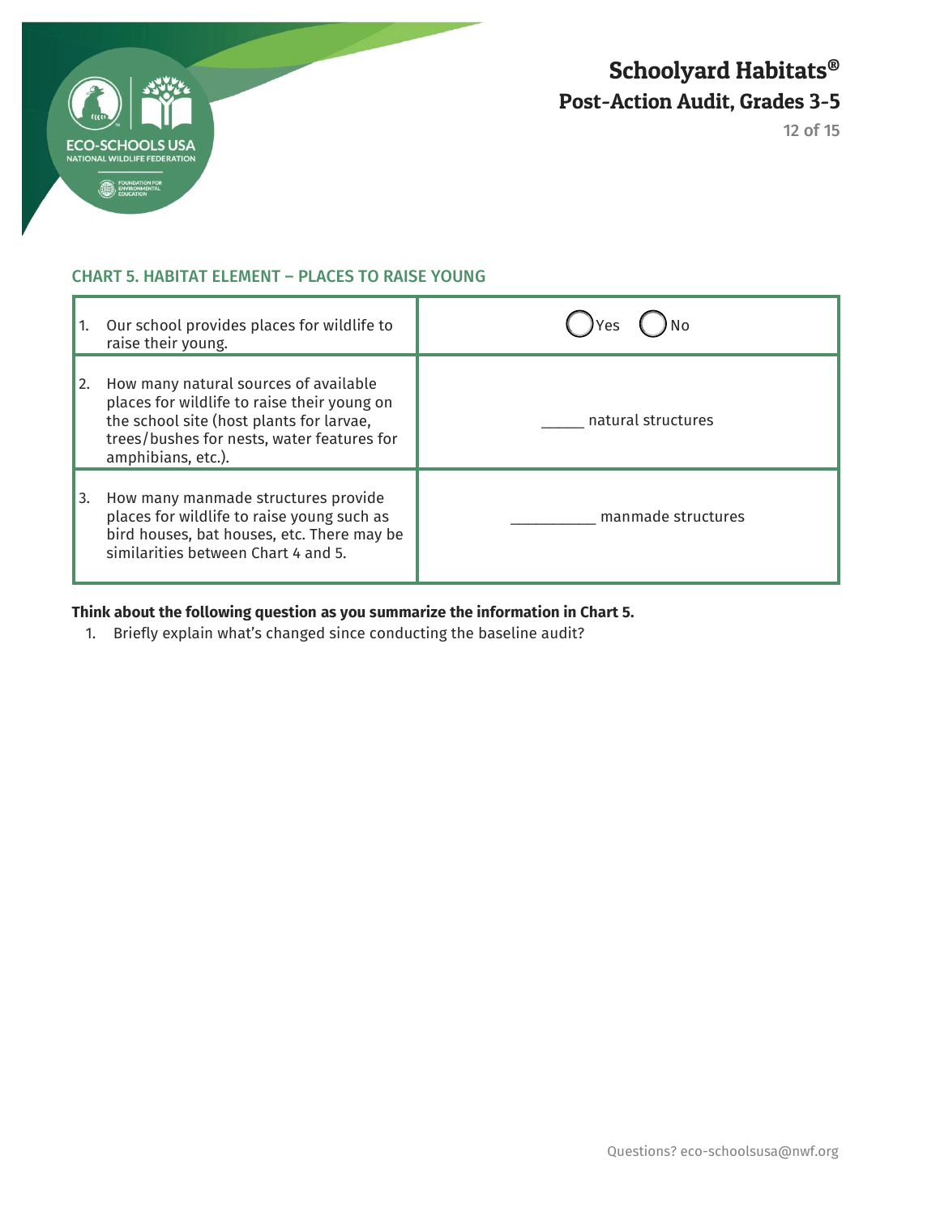### CHART 5. HABITAT ELEMENT – PLACES TO RAISE YOUNG

| | |
|---|---|
| 1. Our school provides places for wildlife to raise their young. | ◯ Yes ◯ No |
| 2. How many natural sources of available places for wildlife to raise their young on the school site (host plants for larvae, trees/bushes for nests, water features for amphibians, etc.). | _____ natural structures |
| 3. How many manmade structures provide places for wildlife to raise young such as bird houses, bat houses, etc. There may be similarities between Chart 4 and 5. | __________ manmade structures |

**Think about the following question as you summarize the information in Chart 5.**

1. Briefly explain what's changed since conducting the baseline audit?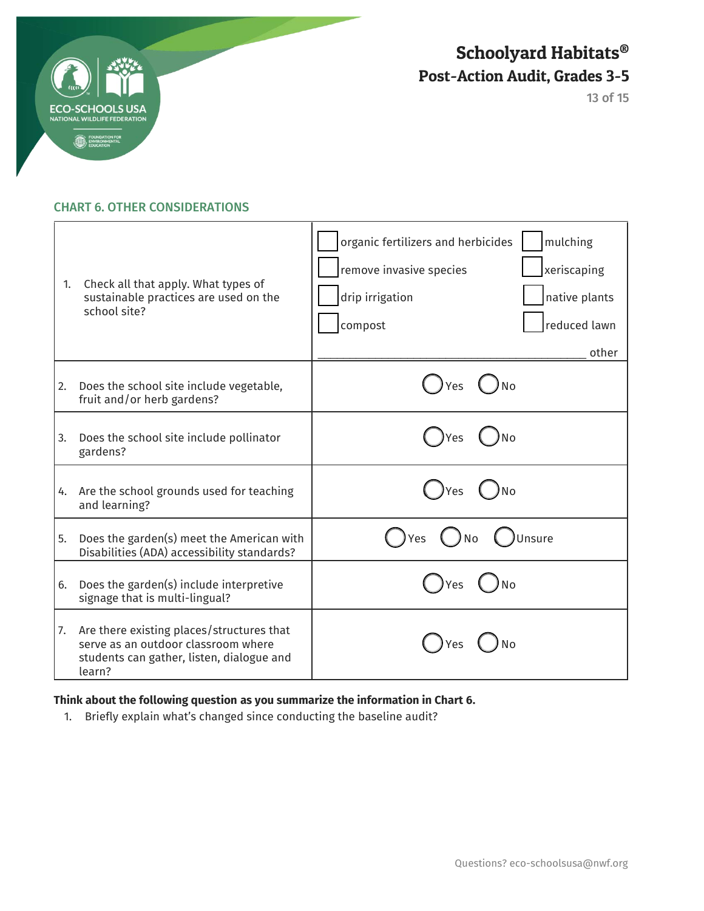## CHART 6. OTHER CONSIDERATIONS

| Question | Response |
|---|---|
| 1. Check all that apply. What types of sustainable practices are used on the school site? | ☐ organic fertilizers and herbicides ☐ mulching ☐ remove invasive species ☐ xeriscaping ☐ drip irrigation ☐ native plants ☐ compost ☐ reduced lawn ________________ other |
| 2. Does the school site include vegetable, fruit and/or herb gardens? | ◯ Yes ◯ No |
| 3. Does the school site include pollinator gardens? | ◯ Yes ◯ No |
| 4. Are the school grounds used for teaching and learning? | ◯ Yes ◯ No |
| 5. Does the garden(s) meet the American with Disabilities (ADA) accessibility standards? | ◯ Yes ◯ No ◯ Unsure |
| 6. Does the garden(s) include interpretive signage that is multi-lingual? | ◯ Yes ◯ No |
| 7. Are there existing places/structures that serve as an outdoor classroom where students can gather, listen, dialogue and learn? | ◯ Yes ◯ No |

**Think about the following question as you summarize the information in Chart 6.**

1. Briefly explain what's changed since conducting the baseline audit?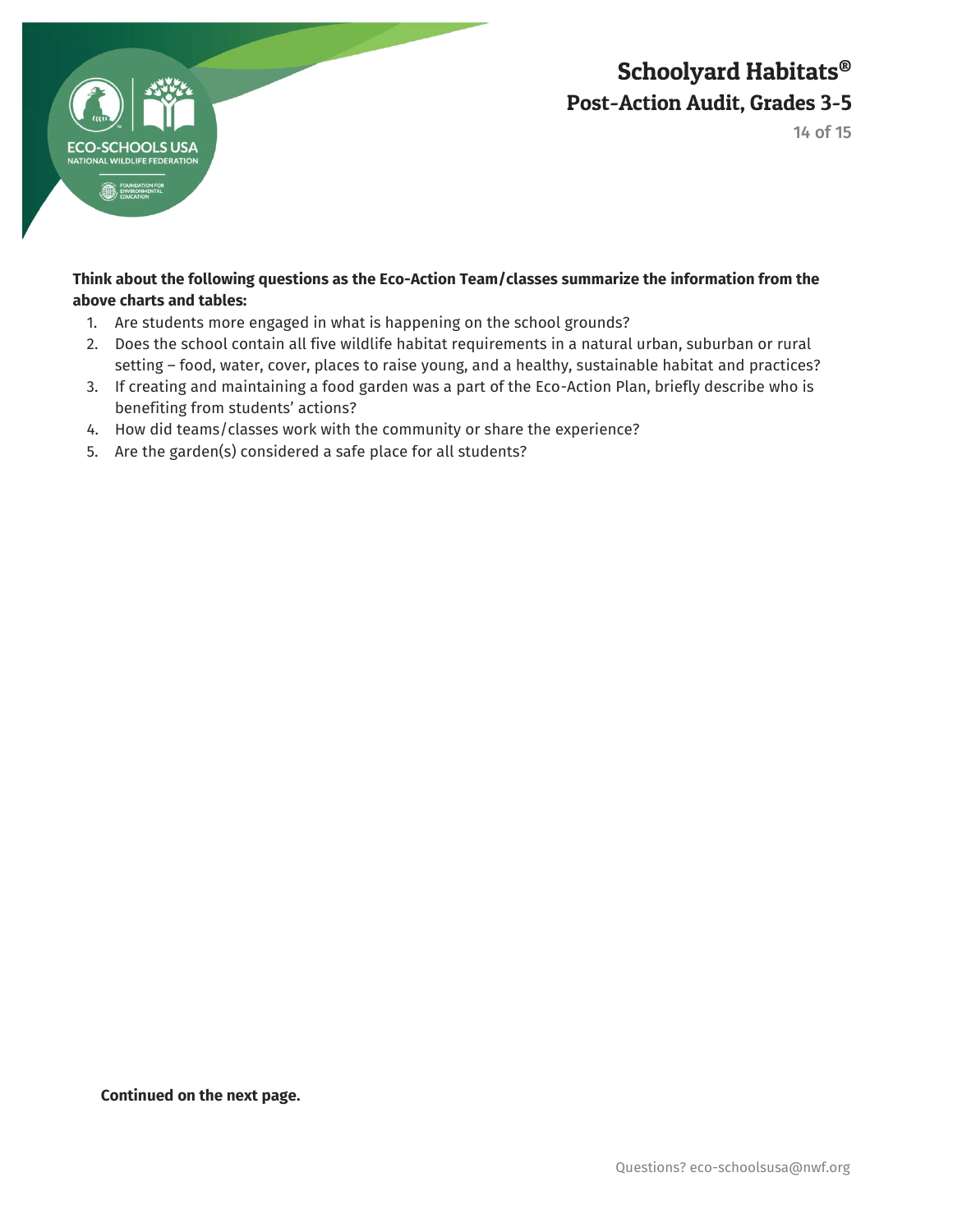**Think about the following questions as the Eco-Action Team/classes summarize the information from the above charts and tables:**

1. Are students more engaged in what is happening on the school grounds?
2. Does the school contain all five wildlife habitat requirements in a natural urban, suburban or rural setting – food, water, cover, places to raise young, and a healthy, sustainable habitat and practices?
3. If creating and maintaining a food garden was a part of the Eco-Action Plan, briefly describe who is benefiting from students' actions?
4. How did teams/classes work with the community or share the experience?
5. Are the garden(s) considered a safe place for all students?

**Continued on the next page.**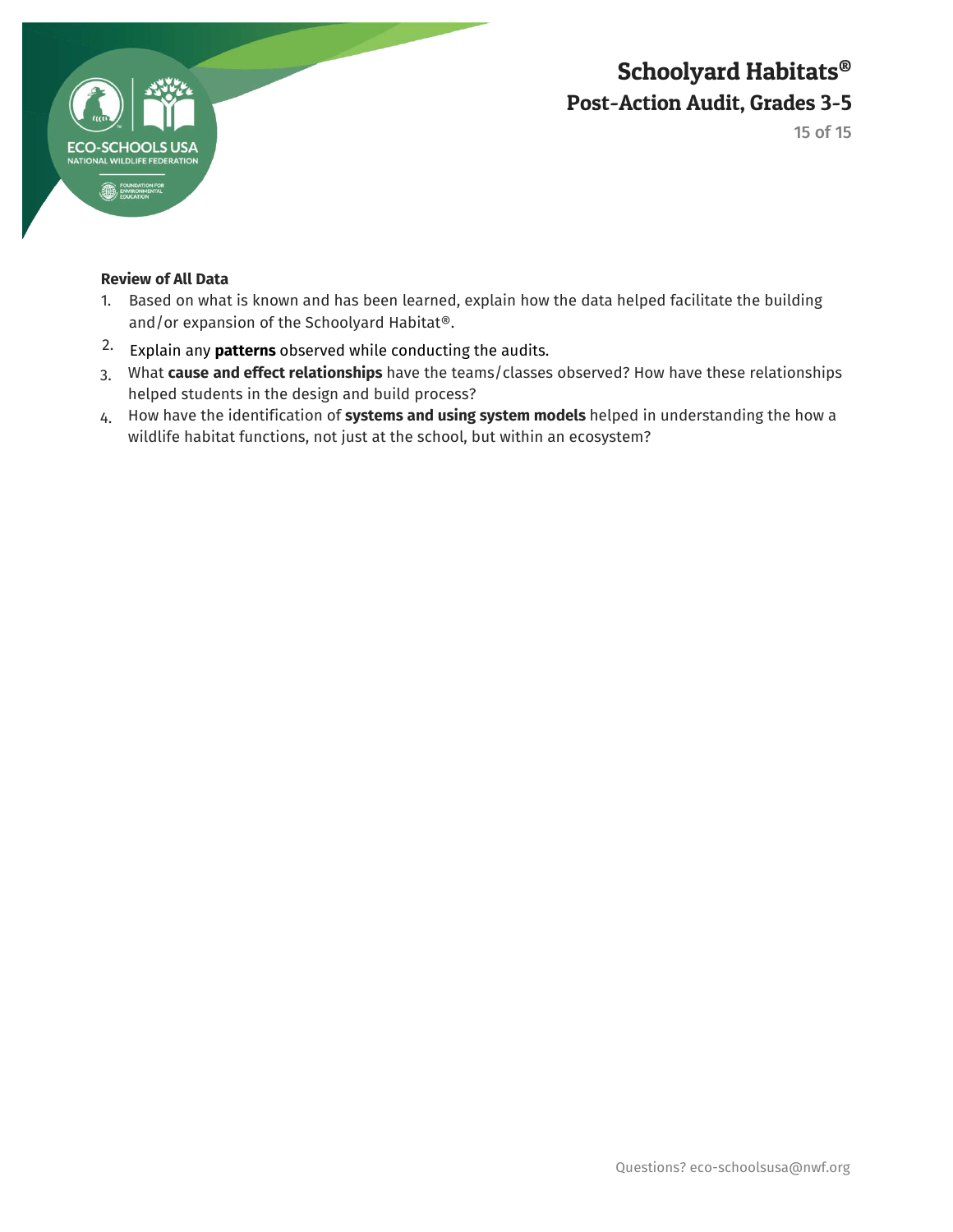**Review of All Data**

1. Based on what is known and has been learned, explain how the data helped facilitate the building and/or expansion of the Schoolyard Habitat®.
2. Explain any **patterns** observed while conducting the audits.
3. What **cause and effect relationships** have the teams/classes observed? How have these relationships helped students in the design and build process?
4. How have the identification of **systems and using system models** helped in understanding the how a wildlife habitat functions, not just at the school, but within an ecosystem?